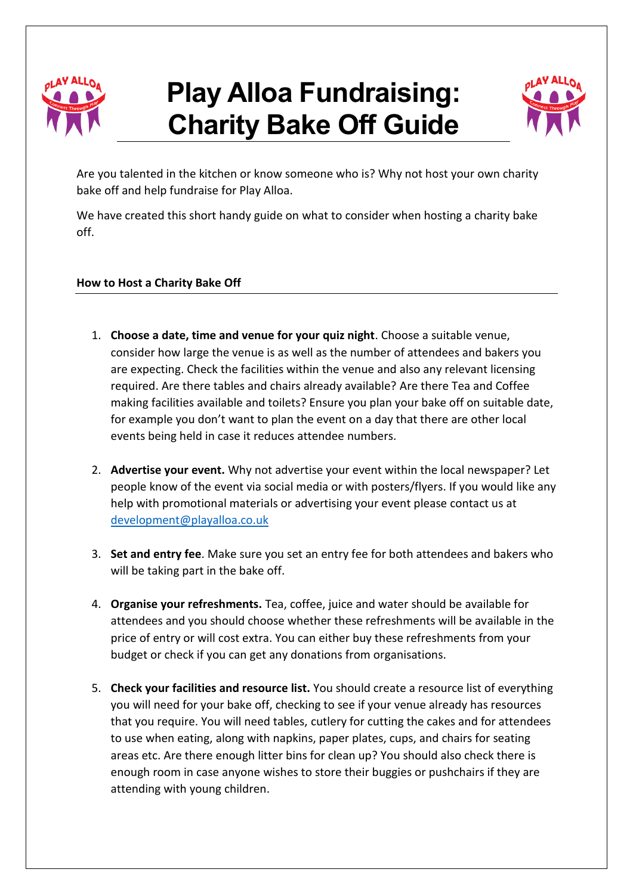# Play Alloa Fundraising: Charity Bake Off Guide

Are you talented in the kitchen or know someone who is? Why not host your own charity bake off and help fundraise for Play Alloa.

We have created this short handy guide on what to consider when hosting a charity bake off.

## How to Host a Charity Bake Off

1. **Choose a date, time and venue for your quiz night**. Choose a suitable venue, consider how large the venue is as well as the number of attendees and bakers you are expecting. Check the facilities within the venue and also any relevant licensing required. Are there tables and chairs already available? Are there Tea and Coffee making facilities available and toilets? Ensure you plan your bake off on suitable date, for example you don't want to plan the event on a day that there are other local events being held in case it reduces attendee numbers.

2. **Advertise your event.** Why not advertise your event within the local newspaper? Let people know of the event via social media or with posters/flyers. If you would like any help with promotional materials or advertising your event please contact us at development@playalloa.co.uk

3. **Set and entry fee**. Make sure you set an entry fee for both attendees and bakers who will be taking part in the bake off.

4. **Organise your refreshments.** Tea, coffee, juice and water should be available for attendees and you should choose whether these refreshments will be available in the price of entry or will cost extra. You can either buy these refreshments from your budget or check if you can get any donations from organisations.

5. **Check your facilities and resource list.** You should create a resource list of everything you will need for your bake off, checking to see if your venue already has resources that you require. You will need tables, cutlery for cutting the cakes and for attendees to use when eating, along with napkins, paper plates, cups, and chairs for seating areas etc. Are there enough litter bins for clean up? You should also check there is enough room in case anyone wishes to store their buggies or pushchairs if they are attending with young children.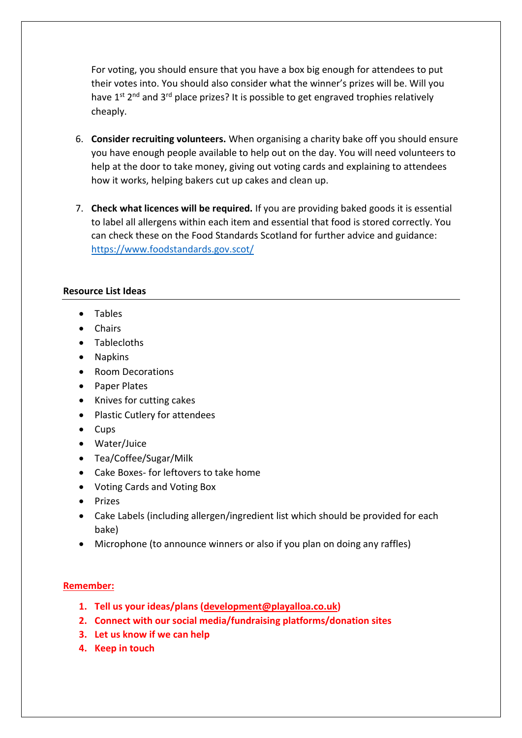For voting, you should ensure that you have a box big enough for attendees to put their votes into. You should also consider what the winner's prizes will be. Will you have 1st 2nd and 3rd place prizes? It is possible to get engraved trophies relatively cheaply.

6. **Consider recruiting volunteers.** When organising a charity bake off you should ensure you have enough people available to help out on the day. You will need volunteers to help at the door to take money, giving out voting cards and explaining to attendees how it works, helping bakers cut up cakes and clean up.

7. **Check what licences will be required.** If you are providing baked goods it is essential to label all allergens within each item and essential that food is stored correctly. You can check these on the Food Standards Scotland for further advice and guidance: https://www.foodstandards.gov.scot/

**Resource List Ideas**

- Tables
- Chairs
- Tablecloths
- Napkins
- Room Decorations
- Paper Plates
- Knives for cutting cakes
- Plastic Cutlery for attendees
- Cups
- Water/Juice
- Tea/Coffee/Sugar/Milk
- Cake Boxes- for leftovers to take home
- Voting Cards and Voting Box
- Prizes
- Cake Labels (including allergen/ingredient list which should be provided for each bake)
- Microphone (to announce winners or also if you plan on doing any raffles)

**Remember:**

1. **Tell us your ideas/plans (development@playalloa.co.uk)**
2. **Connect with our social media/fundraising platforms/donation sites**
3. **Let us know if we can help**
4. **Keep in touch**